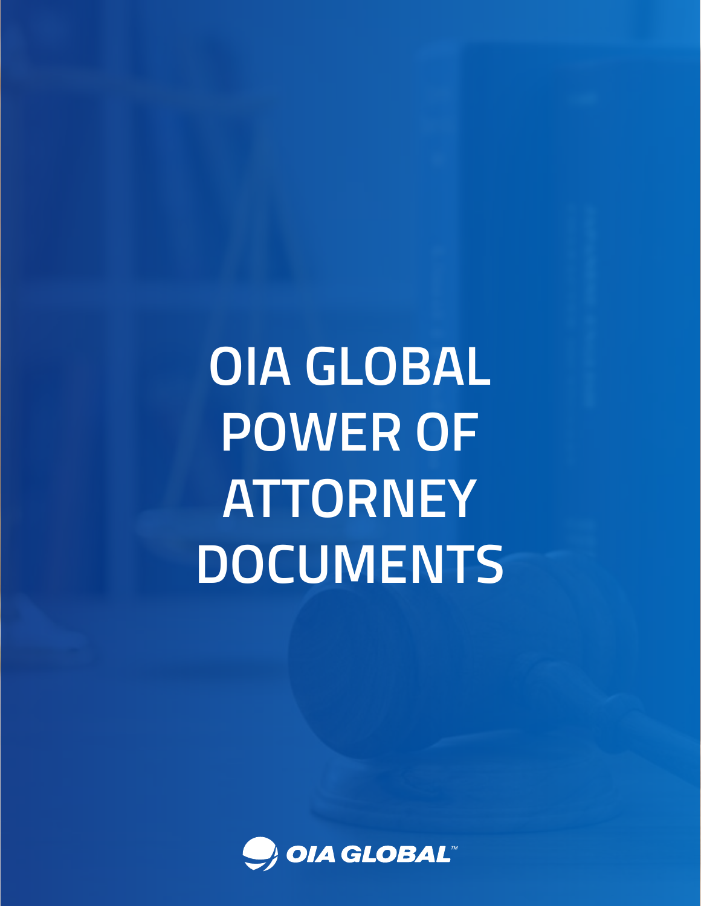# OIA GLOBAL POWER OF ATTORNEY DOCUMENTS

OIA GLOBAL™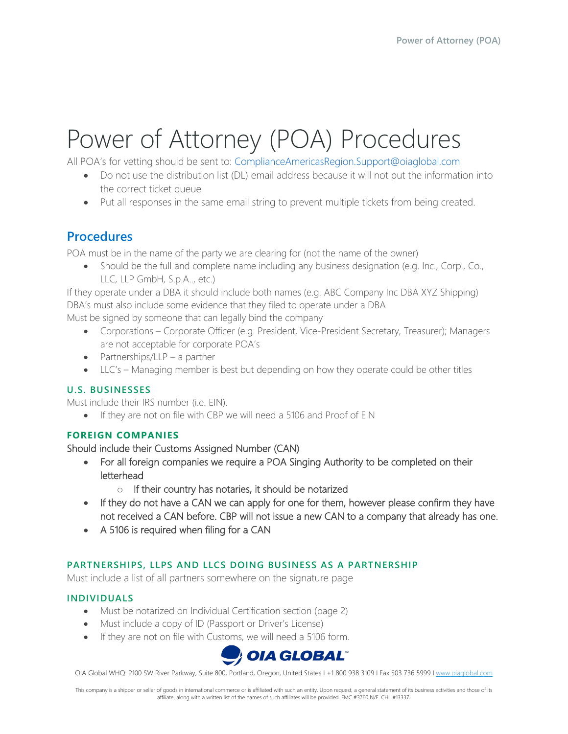# Power of Attorney (POA) Procedures

All POA's for vetting should be sent to: ComplianceAmericasRegion.Support@oiaglobal.com

- Do not use the distribution list (DL) email address because it will not put the information into the correct ticket queue
- Put all responses in the same email string to prevent multiple tickets from being created.

## Procedures

POA must be in the name of the party we are clearing for (not the name of the owner)

- Should be the full and complete name including any business designation (e.g. Inc., Corp., Co., LLC, LLP GmbH, S.p.A.., etc.)

If they operate under a DBA it should include both names (e.g. ABC Company Inc DBA XYZ Shipping)
DBA's must also include some evidence that they filed to operate under a DBA
Must be signed by someone that can legally bind the company

- Corporations – Corporate Officer (e.g. President, Vice-President Secretary, Treasurer); Managers are not acceptable for corporate POA's
- Partnerships/LLP – a partner
- LLC's – Managing member is best but depending on how they operate could be other titles

### U.S. BUSINESSES

Must include their IRS number (i.e. EIN).

- If they are not on file with CBP we will need a 5106 and Proof of EIN

### FOREIGN COMPANIES

Should include their Customs Assigned Number (CAN)

- For all foreign companies we require a POA Singing Authority to be completed on their letterhead
  - If their country has notaries, it should be notarized
- If they do not have a CAN we can apply for one for them, however please confirm they have not received a CAN before. CBP will not issue a new CAN to a company that already has one.
- A 5106 is required when filing for a CAN

### PARTNERSHIPS, LLPS AND LLCS DOING BUSINESS AS A PARTNERSHIP

Must include a list of all partners somewhere on the signature page

### INDIVIDUALS

- Must be notarized on Individual Certification section (page 2)
- Must include a copy of ID (Passport or Driver's License)
- If they are not on file with Customs, we will need a 5106 form.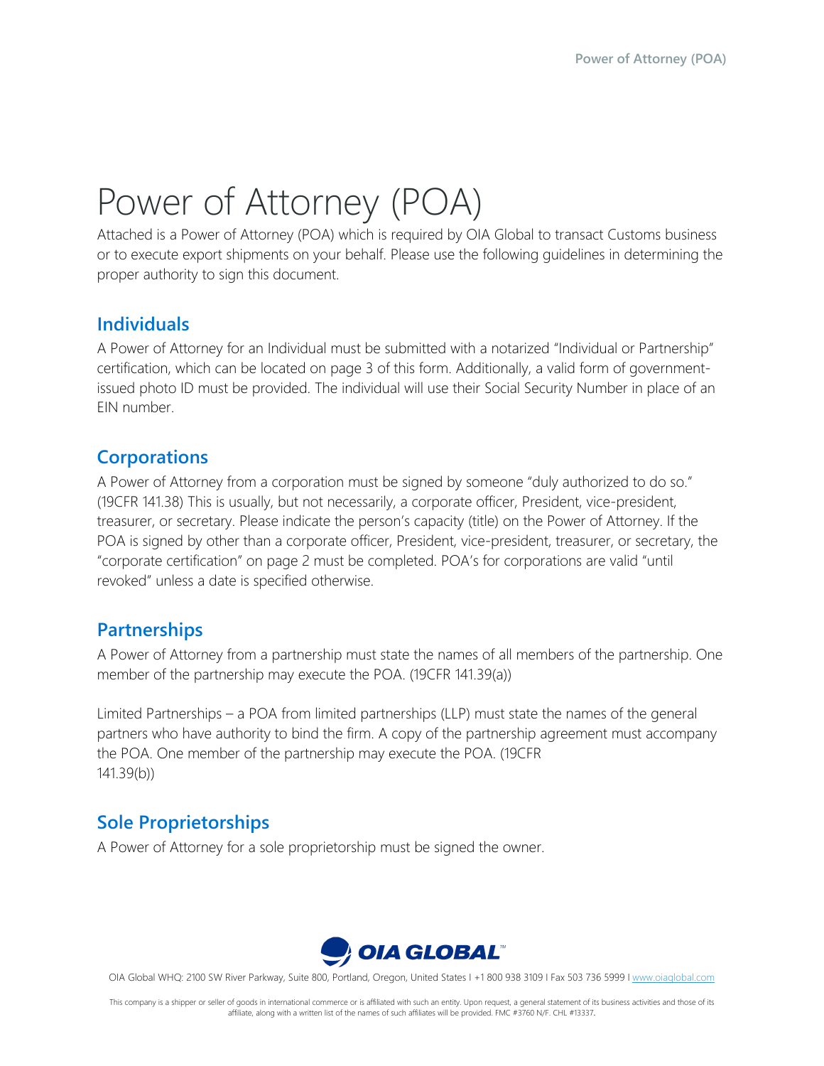# Power of Attorney (POA)

Attached is a Power of Attorney (POA) which is required by OIA Global to transact Customs business or to execute export shipments on your behalf. Please use the following guidelines in determining the proper authority to sign this document.

## Individuals

A Power of Attorney for an Individual must be submitted with a notarized "Individual or Partnership" certification, which can be located on page 3 of this form. Additionally, a valid form of government-issued photo ID must be provided. The individual will use their Social Security Number in place of an EIN number.

## Corporations

A Power of Attorney from a corporation must be signed by someone "duly authorized to do so." (19CFR 141.38) This is usually, but not necessarily, a corporate officer, President, vice-president, treasurer, or secretary. Please indicate the person's capacity (title) on the Power of Attorney. If the POA is signed by other than a corporate officer, President, vice-president, treasurer, or secretary, the "corporate certification" on page 2 must be completed. POA's for corporations are valid "until revoked" unless a date is specified otherwise.

## Partnerships

A Power of Attorney from a partnership must state the names of all members of the partnership. One member of the partnership may execute the POA. (19CFR 141.39(a))

Limited Partnerships – a POA from limited partnerships (LLP) must state the names of the general partners who have authority to bind the firm. A copy of the partnership agreement must accompany the POA. One member of the partnership may execute the POA. (19CFR 141.39(b))

## Sole Proprietorships

A Power of Attorney for a sole proprietorship must be signed the owner.

OIA GLOBAL™

OIA Global WHQ: 2100 SW River Parkway, Suite 800, Portland, Oregon, United States I +1 800 938 3109 I Fax 503 736 5999 I www.oiaglobal.com

This company is a shipper or seller of goods in international commerce or is affiliated with such an entity. Upon request, a general statement of its business activities and those of its affiliate, along with a written list of the names of such affiliates will be provided. FMC #3760 N/F. CHL #13337.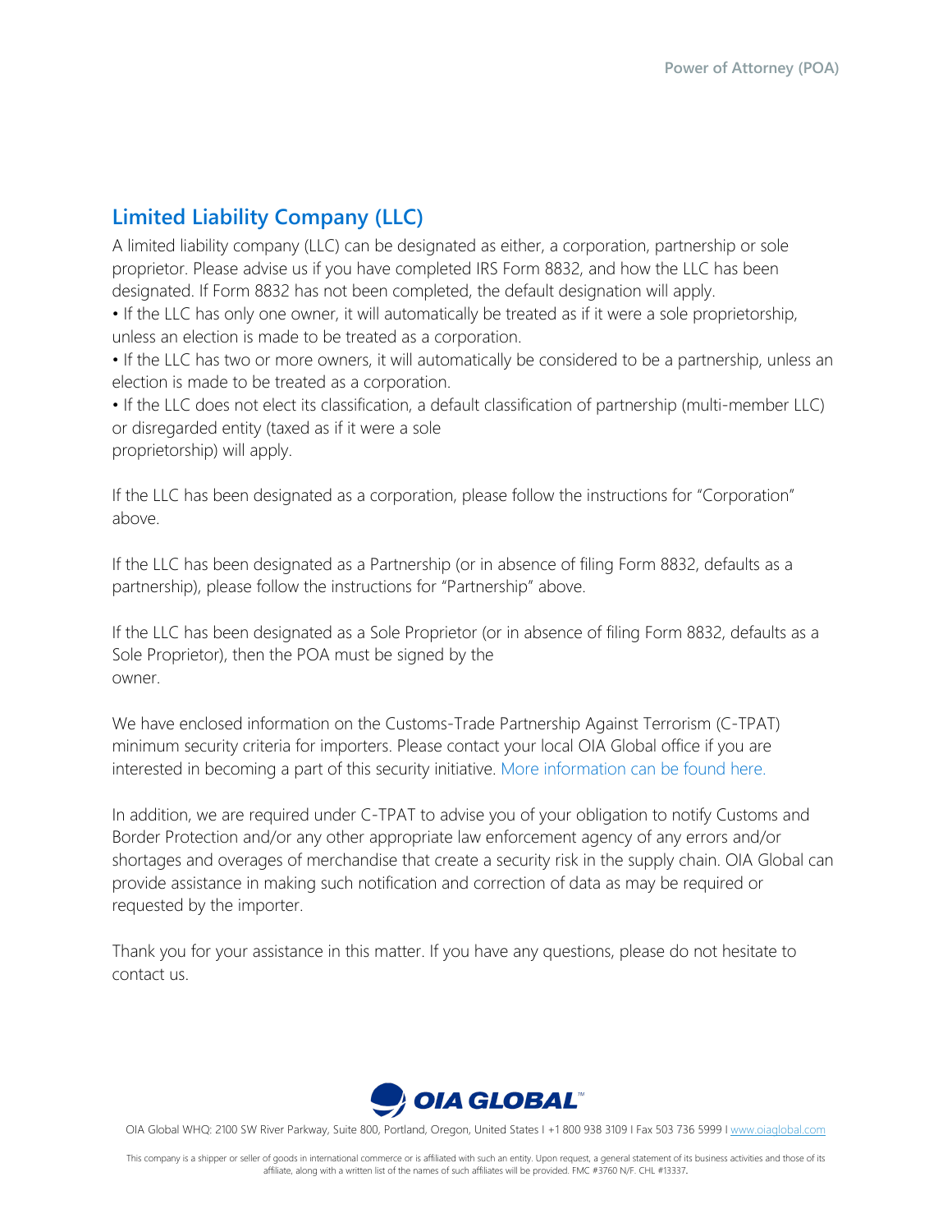## Limited Liability Company (LLC)

A limited liability company (LLC) can be designated as either, a corporation, partnership or sole proprietor. Please advise us if you have completed IRS Form 8832, and how the LLC has been designated. If Form 8832 has not been completed, the default designation will apply.

- If the LLC has only one owner, it will automatically be treated as if it were a sole proprietorship, unless an election is made to be treated as a corporation.
- If the LLC has two or more owners, it will automatically be considered to be a partnership, unless an election is made to be treated as a corporation.
- If the LLC does not elect its classification, a default classification of partnership (multi-member LLC) or disregarded entity (taxed as if it were a sole proprietorship) will apply.

If the LLC has been designated as a corporation, please follow the instructions for "Corporation" above.

If the LLC has been designated as a Partnership (or in absence of filing Form 8832, defaults as a partnership), please follow the instructions for "Partnership" above.

If the LLC has been designated as a Sole Proprietor (or in absence of filing Form 8832, defaults as a Sole Proprietor), then the POA must be signed by the owner.

We have enclosed information on the Customs-Trade Partnership Against Terrorism (C-TPAT) minimum security criteria for importers. Please contact your local OIA Global office if you are interested in becoming a part of this security initiative. More information can be found here.

In addition, we are required under C-TPAT to advise you of your obligation to notify Customs and Border Protection and/or any other appropriate law enforcement agency of any errors and/or shortages and overages of merchandise that create a security risk in the supply chain. OIA Global can provide assistance in making such notification and correction of data as may be required or requested by the importer.

Thank you for your assistance in this matter. If you have any questions, please do not hesitate to contact us.

OIA GLOBAL™

OIA Global WHQ: 2100 SW River Parkway, Suite 800, Portland, Oregon, United States I +1 800 938 3109 I Fax 503 736 5999 I www.oiaglobal.com

This company is a shipper or seller of goods in international commerce or is affiliated with such an entity. Upon request, a general statement of its business activities and those of its affiliate, along with a written list of the names of such affiliates will be provided. FMC #3760 N/F. CHL #13337.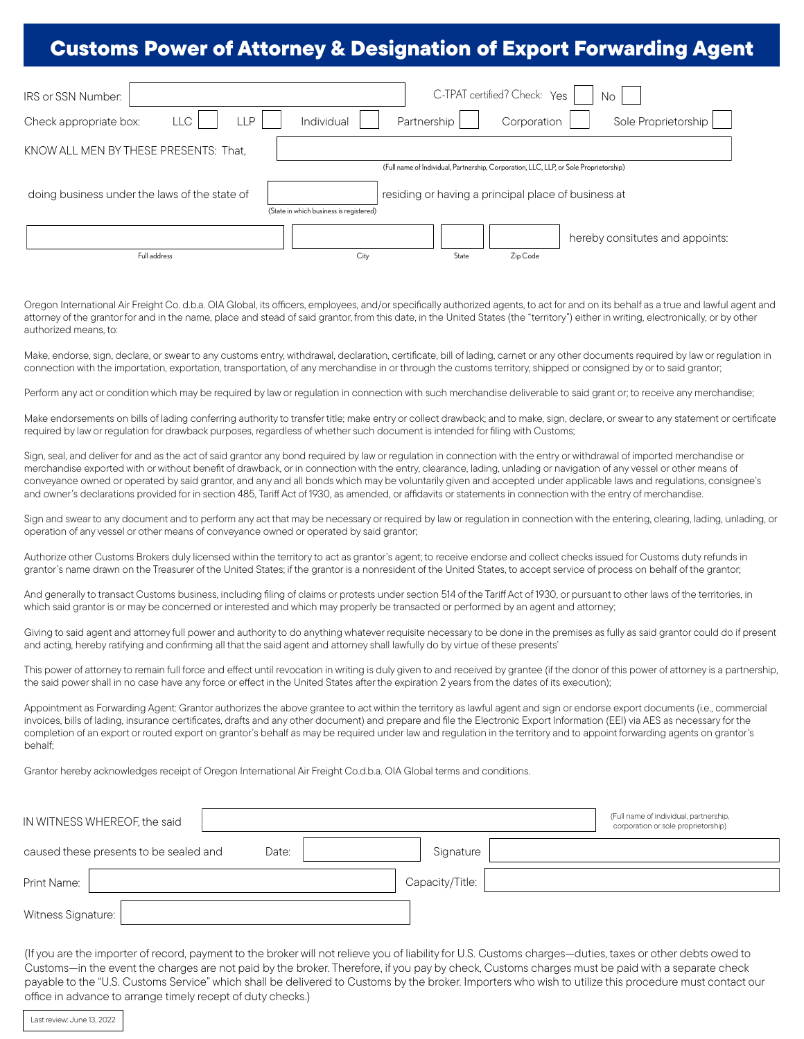# Customs Power of Attorney & Designation of Export Forwarding Agent

IRS or SSN Number: ______________________ C-TPAT certified? Check: Yes ☐ No ☐

Check appropriate box: LLC ☐ LLP ☐ Individual ☐ Partnership ☐ Corporation ☐ Sole Proprietorship ☐

KNOW ALL MEN BY THESE PRESENTS: That, ______________________

(Full name of Individual, Partnership, Corporation, LLC, LLP, or Sole Proprietorship)

doing business under the laws of the state of ____________ residing or having a principal place of business at

(State in which business is registered)

______________________ ____________ ______ ________ hereby consitutes and appoints:

Full address City State Zip Code

Oregon International Air Freight Co. d.b.a. OIA Global, its officers, employees, and/or specifically authorized agents, to act for and on its behalf as a true and lawful agent and attorney of the grantor for and in the name, place and stead of said grantor, from this date, in the United States (the "territory") either in writing, electronically, or by other authorized means, to:

Make, endorse, sign, declare, or swear to any customs entry, withdrawal, declaration, certificate, bill of lading, carnet or any other documents required by law or regulation in connection with the importation, exportation, transportation, of any merchandise in or through the customs territory, shipped or consigned by or to said grantor;

Perform any act or condition which may be required by law or regulation in connection with such merchandise deliverable to said grant or; to receive any merchandise;

Make endorsements on bills of lading conferring authority to transfer title; make entry or collect drawback; and to make, sign, declare, or swear to any statement or certificate required by law or regulation for drawback purposes, regardless of whether such document is intended for filing with Customs;

Sign, seal, and deliver for and as the act of said grantor any bond required by law or regulation in connection with the entry or withdrawal of imported merchandise or merchandise exported with or without benefit of drawback, or in connection with the entry, clearance, lading, unlading or navigation of any vessel or other means of conveyance owned or operated by said grantor, and any and all bonds which may be voluntarily given and accepted under applicable laws and regulations, consignee's and owner's declarations provided for in section 485, Tariff Act of 1930, as amended, or affidavits or statements in connection with the entry of merchandise.

Sign and swear to any document and to perform any act that may be necessary or required by law or regulation in connection with the entering, clearing, lading, unlading, or operation of any vessel or other means of conveyance owned or operated by said grantor;

Authorize other Customs Brokers duly licensed within the territory to act as grantor's agent; to receive endorse and collect checks issued for Customs duty refunds in grantor's name drawn on the Treasurer of the United States; if the grantor is a nonresident of the United States, to accept service of process on behalf of the grantor;

And generally to transact Customs business, including filing of claims or protests under section 514 of the Tariff Act of 1930, or pursuant to other laws of the territories, in which said grantor is or may be concerned or interested and which may properly be transacted or performed by an agent and attorney;

Giving to said agent and attorney full power and authority to do anything whatever requisite necessary to be done in the premises as fully as said grantor could do if present and acting, hereby ratifying and confirming all that the said agent and attorney shall lawfully do by virtue of these presents'

This power of attorney to remain full force and effect until revocation in writing is duly given to and received by grantee (if the donor of this power of attorney is a partnership, the said power shall in no case have any force or effect in the United States after the expiration 2 years from the dates of its execution);

Appointment as Forwarding Agent: Grantor authorizes the above grantee to act within the territory as lawful agent and sign or endorse export documents (i.e., commercial invoices, bills of lading, insurance certificates, drafts and any other document) and prepare and file the Electronic Export Information (EEI) via AES as necessary for the completion of an export or routed export on grantor's behalf as may be required under law and regulation in the territory and to appoint forwarding agents on grantor's behalf;

Grantor hereby acknowledges receipt of Oregon International Air Freight Co.d.b.a. OIA Global terms and conditions.

IN WITNESS WHEREOF, the said ______________________ (Full name of individual, partnership, corporation or sole proprietorship)

caused these presents to be sealed and Date: ____________ Signature ______________________

Print Name: ______________________ Capacity/Title: ______________________

Witness Signature: ______________________

(If you are the importer of record, payment to the broker will not relieve you of liability for U.S. Customs charges—duties, taxes or other debts owed to Customs—in the event the charges are not paid by the broker. Therefore, if you pay by check, Customs charges must be paid with a separate check payable to the "U.S. Customs Service" which shall be delivered to Customs by the broker. Importers who wish to utilize this procedure must contact our office in advance to arrange timely recept of duty checks.)

Last review: June 13, 2022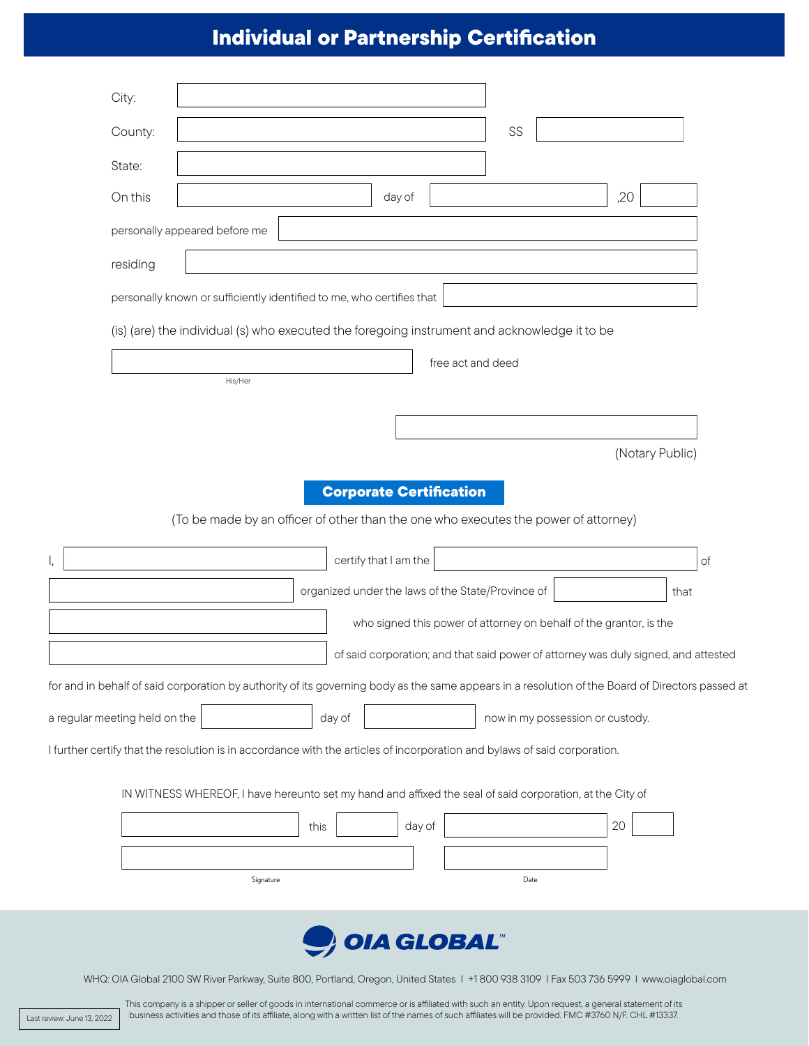# Individual or Partnership Certification

City: ______________________

County: ______________________ SS ______________

State: ______________________

On this ____________ day of ______________ ,20 ______

personally appeared before me ______________________________

residing ______________________________

personally known or sufficiently identified to me, who certifies that ______________________

(is) (are) the individual (s) who executed the foregoing instrument and acknowledge it to be

______________________ free act and deed
His/Her

______________________________
(Notary Public)

## Corporate Certification

(To be made by an officer of other than the one who executes the power of attorney)

I, ______________________ certify that I am the ______________________ of

______________________ organized under the laws of the State/Province of ______________ that

______________________ who signed this power of attorney on behalf of the grantor, is the

______________________ of said corporation; and that said power of attorney was duly signed, and attested

for and in behalf of said corporation by authority of its governing body as the same appears in a resolution of the Board of Directors passed at

a regular meeting held on the ____________ day of ____________ now in my possession or custody.

I further certify that the resolution is in accordance with the articles of incorporation and bylaws of said corporation.

IN WITNESS WHEREOF, I have hereunto set my hand and affixed the seal of said corporation, at the City of

______________________ this ________ day of ______________ 20 ______

______________________________ ______________________
Signature Date

OIA GLOBAL™

WHQ: OIA Global 2100 SW River Parkway, Suite 800, Portland, Oregon, United States | +1 800 938 3109 | Fax 503 736 5999 | www.oiaglobal.com

This company is a shipper or seller of goods in international commerce or is affiliated with such an entity. Upon request, a general statement of its business activities and those of its affiliate, along with a written list of the names of such affiliates will be provided. FMC #3760 N/F. CHL #13337.

Last review: June 13, 2022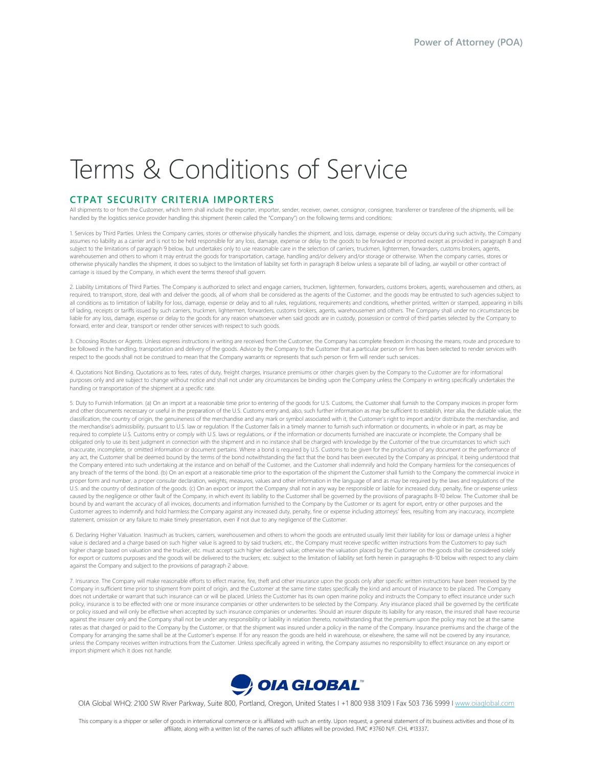# Terms & Conditions of Service

## CTPAT SECURITY CRITERIA IMPORTERS

All shipments to or from the Customer, which term shall include the exporter, importer, sender, receiver, owner, consignor, consignee, transferrer or transferee of the shipments, will be handled by the logistics service provider handling this shipment (herein called the "Company") on the following terms and conditions:

1. Services by Third Parties. Unless the Company carries, stores or otherwise physically handles the shipment, and loss, damage, expense or delay occurs during such activity, the Company assumes no liability as a carrier and is not to be held responsible for any loss, damage, expense or delay to the goods to be forwarded or imported except as provided in paragraph 8 and subject to the limitations of paragraph 9 below, but undertakes only to use reasonable care in the selection of carriers, truckmen, lightermen, forwarders, customs brokers, agents, warehousemen and others to whom it may entrust the goods for transportation, cartage, handling and/or delivery and/or storage or otherwise. When the company carries, stores or otherwise physically handles the shipment, it does so subject to the limitation of liability set forth in paragraph 8 below unless a separate bill of lading, air waybill or other contract of carriage is issued by the Company, in which event the terms thereof shall govern.

2. Liability Limitations of Third Parties. The Company is authorized to select and engage carriers, truckmen, lightermen, forwarders, customs brokers, agents, warehousemen and others, as required, to transport, store, deal with and deliver the goods, all of whom shall be considered as the agents of the Customer, and the goods may be entrusted to such agencies subject to all conditions as to limitation of liability for loss, damage, expense or delay and to all rules, regulations, requirements and conditions, whether printed, written or stamped, appearing in bills of lading, receipts or tariffs issued by such carriers, truckmen, lightermen, forwarders, customs brokers, agents, warehousemen and others. The Company shall under no circumstances be liable for any loss, damage, expense or delay to the goods for any reason whatsoever when said goods are in custody, possession or control of third parties selected by the Company to forward, enter and clear, transport or render other services with respect to such goods.

3. Choosing Routes or Agents. Unless express instructions in writing are received from the Customer, the Company has complete freedom in choosing the means, route and procedure to be followed in the handling, transportation and delivery of the goods. Advice by the Company to the Customer that a particular person or firm has been selected to render services with respect to the goods shall not be construed to mean that the Company warrants or represents that such person or firm will render such services.

4. Quotations Not Binding. Quotations as to fees, rates of duty, freight charges, insurance premiums or other charges given by the Company to the Customer are for informational purposes only and are subject to change without notice and shall not under any circumstances be binding upon the Company unless the Company in writing specifically undertakes the handling or transportation of the shipment at a specific rate.

5. Duty to Furnish Information. (a) On an import at a reasonable time prior to entering of the goods for U.S. Customs, the Customer shall furnish to the Company invoices in proper form and other documents necessary or useful in the preparation of the U.S. Customs entry and, also, such further information as may be sufficient to establish, inter alia, the dutiable value, the classification, the country of origin, the genuineness of the merchandise and any mark or symbol associated with it, the Customer's right to import and/or distribute the merchandise, and the merchandise's admissibility, pursuant to U.S. law or regulation. If the Customer fails in a timely manner to furnish such information or documents, in whole or in part, as may be required to complete U.S. Customs entry or comply with U.S. laws or regulations, or if the information or documents furnished are inaccurate or incomplete, the Company shall be obligated only to use its best judgment in connection with the shipment and in no instance shall be charged with knowledge by the Customer of the true circumstances to which such inaccurate, incomplete, or omitted information or document pertains. Where a bond is required by U.S. Customs to be given for the production of any document or the performance of any act, the Customer shall be deemed bound by the terms of the bond notwithstanding the fact that the bond has been executed by the Company as principal, it being understood that the Company entered into such undertaking at the instance and on behalf of the Customer, and the Customer shall indemnify and hold the Company harmless for the consequences of any breach of the terms of the bond. (b) On an export at a reasonable time prior to the exportation of the shipment the Customer shall furnish to the Company the commercial invoice in proper form and number, a proper consular declaration, weights, measures, values and other information in the language of and as may be required by the laws and regulations of the U.S. and the country of destination of the goods. (c) On an export or import the Company shall not in any way be responsible or liable for increased duty, penalty, fine or expense unless caused by the negligence or other fault of the Company, in which event its liability to the Customer shall be governed by the provisions of paragraphs 8-10 below. The Customer shall be bound by and warrant the accuracy of all invoices, documents and information furnished to the Company by the Customer or its agent for export, entry or other purposes and the Customer agrees to indemnify and hold harmless the Company against any increased duty, penalty, fine or expense including attorneys' fees, resulting from any inaccuracy, incomplete statement, omission or any failure to make timely presentation, even if not due to any negligence of the Customer.

6. Declaring Higher Valuation. Inasmuch as truckers, carriers, warehousemen and others to whom the goods are entrusted usually limit their liability for loss or damage unless a higher value is declared and a charge based on such higher value is agreed to by said truckers, etc., the Company must receive specific written instructions from the Customers to pay such higher charge based on valuation and the trucker, etc. must accept such higher declared value; otherwise the valuation placed by the Customer on the goods shall be considered solely for export or customs purposes and the goods will be delivered to the truckers, etc. subject to the limitation of liability set forth herein in paragraphs 8-10 below with respect to any claim against the Company and subject to the provisions of paragraph 2 above.

7. Insurance. The Company will make reasonable efforts to effect marine, fire, theft and other insurance upon the goods only after specific written instructions have been received by the Company in sufficient time prior to shipment from point of origin, and the Customer at the same time states specifically the kind and amount of insurance to be placed. The Company does not undertake or warrant that such insurance can or will be placed. Unless the Customer has its own open marine policy and instructs the Company to effect insurance under such policy, insurance is to be effected with one or more insurance companies or other underwriters to be selected by the Company. Any insurance placed shall be governed by the certificate or policy issued and will only be effective when accepted by such insurance companies or underwriters. Should an insurer dispute its liability for any reason, the insured shall have recourse against the insurer only and the Company shall not be under any responsibility or liability in relation thereto, notwithstanding that the premium upon the policy may not be at the same rates as that charged or paid to the Company by the Customer, or that the shipment was insured under a policy in the name of the Company. Insurance premiums and the charge of the Company for arranging the same shall be at the Customer's expense. If for any reason the goods are held in warehouse, or elsewhere, the same will not be covered by any insurance, unless the Company receives written instructions from the Customer. Unless specifically agreed in writing, the Company assumes no responsibility to effect insurance on any export or import shipment which it does not handle.

OIA GLOBAL™

OIA Global WHQ: 2100 SW River Parkway, Suite 800, Portland, Oregon, United States I +1 800 938 3109 I Fax 503 736 5999 I www.oiaglobal.com

This company is a shipper or seller of goods in international commerce or is affiliated with such an entity. Upon request, a general statement of its business activities and those of its affiliate, along with a written list of the names of such affiliates will be provided. FMC #3760 N/F. CHL #13337.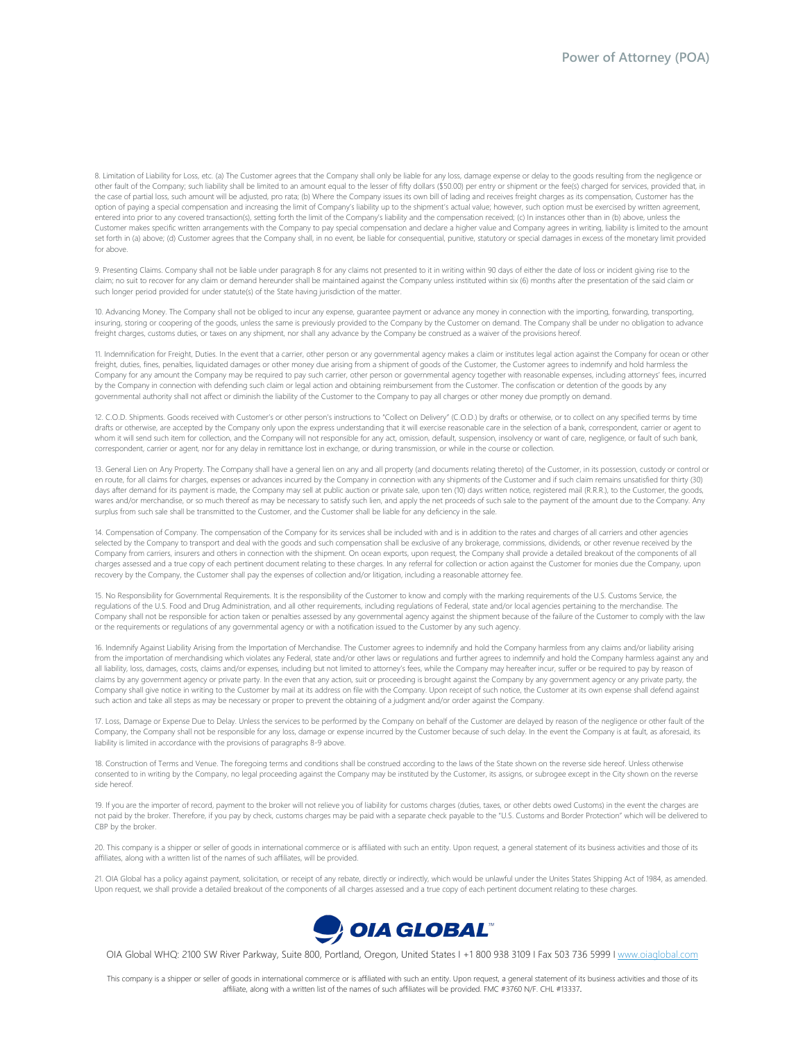Power of Attorney (POA)

8. Limitation of Liability for Loss, etc. (a) The Customer agrees that the Company shall only be liable for any loss, damage expense or delay to the goods resulting from the negligence or other fault of the Company; such liability shall be limited to an amount equal to the lesser of fifty dollars ($50.00) per entry or shipment or the fee(s) charged for services, provided that, in the case of partial loss, such amount will be adjusted, pro rata; (b) Where the Company issues its own bill of lading and receives freight charges as its compensation, Customer has the option of paying a special compensation and increasing the limit of Company's liability up to the shipment's actual value; however, such option must be exercised by written agreement, entered into prior to any covered transaction(s), setting forth the limit of the Company's liability and the compensation received; (c) In instances other than in (b) above, unless the Customer makes specific written arrangements with the Company to pay special compensation and declare a higher value and Company agrees in writing, liability is limited to the amount set forth in (a) above; (d) Customer agrees that the Company shall, in no event, be liable for consequential, punitive, statutory or special damages in excess of the monetary limit provided for above.

9. Presenting Claims. Company shall not be liable under paragraph 8 for any claims not presented to it in writing within 90 days of either the date of loss or incident giving rise to the claim; no suit to recover for any claim or demand hereunder shall be maintained against the Company unless instituted within six (6) months after the presentation of the said claim or such longer period provided for under statute(s) of the State having jurisdiction of the matter.

10. Advancing Money. The Company shall not be obliged to incur any expense, guarantee payment or advance any money in connection with the importing, forwarding, transporting, insuring, storing or coopering of the goods, unless the same is previously provided to the Company by the Customer on demand. The Company shall be under no obligation to advance freight charges, customs duties, or taxes on any shipment, nor shall any advance by the Company be construed as a waiver of the provisions hereof.

11. Indemnification for Freight, Duties. In the event that a carrier, other person or any governmental agency makes a claim or institutes legal action against the Company for ocean or other freight, duties, fines, penalties, liquidated damages or other money due arising from a shipment of goods of the Customer, the Customer agrees to indemnify and hold harmless the Company for any amount the Company may be required to pay such carrier, other person or governmental agency together with reasonable expenses, including attorneys' fees, incurred by the Company in connection with defending such claim or legal action and obtaining reimbursement from the Customer. The confiscation or detention of the goods by any governmental authority shall not affect or diminish the liability of the Customer to the Company to pay all charges or other money due promptly on demand.

12. C.O.D. Shipments. Goods received with Customer's or other person's instructions to "Collect on Delivery" (C.O.D.) by drafts or otherwise, or to collect on any specified terms by time drafts or otherwise, are accepted by the Company only upon the express understanding that it will exercise reasonable care in the selection of a bank, correspondent, carrier or agent to whom it will send such item for collection, and the Company will not responsible for any act, omission, default, suspension, insolvency or want of care, negligence, or fault of such bank, correspondent, carrier or agent, nor for any delay in remittance lost in exchange, or during transmission, or while in the course or collection.

13. General Lien on Any Property. The Company shall have a general lien on any and all property (and documents relating thereto) of the Customer, in its possession, custody or control or en route, for all claims for charges, expenses or advances incurred by the Company in connection with any shipments of the Customer and if such claim remains unsatisfied for thirty (30) days after demand for its payment is made, the Company may sell at public auction or private sale, upon ten (10) days written notice, registered mail (R.R.R.), to the Customer, the goods, wares and/or merchandise, or so much thereof as may be necessary to satisfy such lien, and apply the net proceeds of such sale to the payment of the amount due to the Company. Any surplus from such sale shall be transmitted to the Customer, and the Customer shall be liable for any deficiency in the sale.

14. Compensation of Company. The compensation of the Company for its services shall be included with and is in addition to the rates and charges of all carriers and other agencies selected by the Company to transport and deal with the goods and such compensation shall be exclusive of any brokerage, commissions, dividends, or other revenue received by the Company from carriers, insurers and others in connection with the shipment. On ocean exports, upon request, the Company shall provide a detailed breakout of the components of all charges assessed and a true copy of each pertinent document relating to these charges. In any referral for collection or action against the Customer for monies due the Company, upon recovery by the Company, the Customer shall pay the expenses of collection and/or litigation, including a reasonable attorney fee.

15. No Responsibility for Governmental Requirements. It is the responsibility of the Customer to know and comply with the marking requirements of the U.S. Customs Service, the regulations of the U.S. Food and Drug Administration, and all other requirements, including regulations of Federal, state and/or local agencies pertaining to the merchandise. The Company shall not be responsible for action taken or penalties assessed by any governmental agency against the shipment because of the failure of the Customer to comply with the law or the requirements or regulations of any governmental agency or with a notification issued to the Customer by any such agency.

16. Indemnify Against Liability Arising from the Importation of Merchandise. The Customer agrees to indemnify and hold the Company harmless from any claims and/or liability arising from the importation of merchandising which violates any Federal, state and/or other laws or regulations and further agrees to indemnify and hold the Company harmless against any and all liability, loss, damages, costs, claims and/or expenses, including but not limited to attorney's fees, while the Company may hereafter incur, suffer or be required to pay by reason of claims by any government agency or private party. In the even that any action, suit or proceeding is brought against the Company by any government agency or any private party, the Company shall give notice in writing to the Customer by mail at its address on file with the Company. Upon receipt of such notice, the Customer at its own expense shall defend against such action and take all steps as may be necessary or proper to prevent the obtaining of a judgment and/or order against the Company.

17. Loss, Damage or Expense Due to Delay. Unless the services to be performed by the Company on behalf of the Customer are delayed by reason of the negligence or other fault of the Company, the Company shall not be responsible for any loss, damage or expense incurred by the Customer because of such delay. In the event the Company is at fault, as aforesaid, its liability is limited in accordance with the provisions of paragraphs 8-9 above.

18. Construction of Terms and Venue. The foregoing terms and conditions shall be construed according to the laws of the State shown on the reverse side hereof. Unless otherwise consented to in writing by the Company, no legal proceeding against the Company may be instituted by the Customer, its assigns, or subrogee except in the City shown on the reverse side hereof.

19. If you are the importer of record, payment to the broker will not relieve you of liability for customs charges (duties, taxes, or other debts owed Customs) in the event the charges are not paid by the broker. Therefore, if you pay by check, customs charges may be paid with a separate check payable to the "U.S. Customs and Border Protection" which will be delivered to CBP by the broker.

20. This company is a shipper or seller of goods in international commerce or is affiliated with such an entity. Upon request, a general statement of its business activities and those of its affiliates, along with a written list of the names of such affiliates, will be provided.

21. OIA Global has a policy against payment, solicitation, or receipt of any rebate, directly or indirectly, which would be unlawful under the Unites States Shipping Act of 1984, as amended. Upon request, we shall provide a detailed breakout of the components of all charges assessed and a true copy of each pertinent document relating to these charges.

OIA GLOBAL™

OIA Global WHQ: 2100 SW River Parkway, Suite 800, Portland, Oregon, United States I +1 800 938 3109 I Fax 503 736 5999 I www.oiaglobal.com

This company is a shipper or seller of goods in international commerce or is affiliated with such an entity. Upon request, a general statement of its business activities and those of its affiliate, along with a written list of the names of such affiliates will be provided. FMC #3760 N/F. CHL #13337.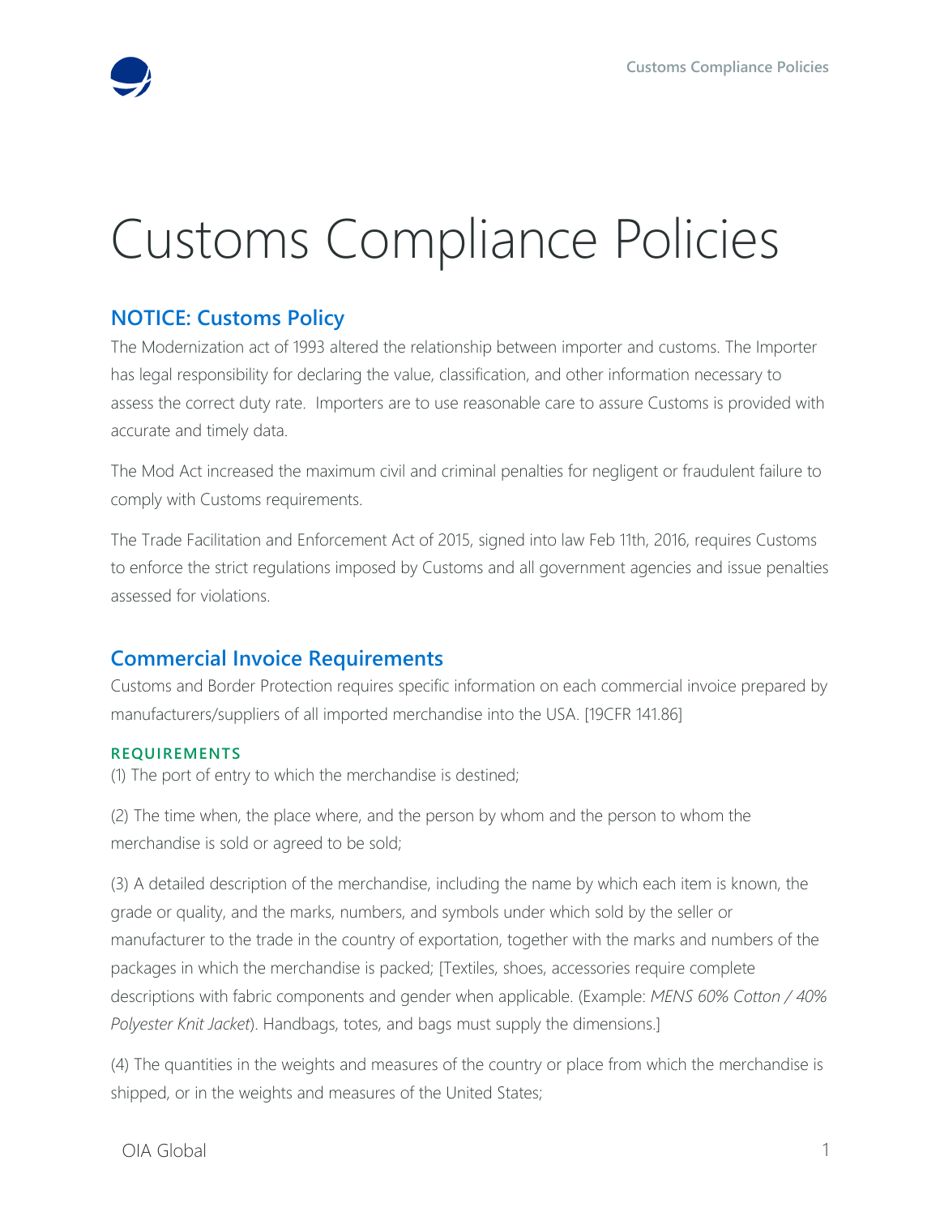# Customs Compliance Policies

## NOTICE: Customs Policy

The Modernization act of 1993 altered the relationship between importer and customs. The Importer has legal responsibility for declaring the value, classification, and other information necessary to assess the correct duty rate. Importers are to use reasonable care to assure Customs is provided with accurate and timely data.

The Mod Act increased the maximum civil and criminal penalties for negligent or fraudulent failure to comply with Customs requirements.

The Trade Facilitation and Enforcement Act of 2015, signed into law Feb 11th, 2016, requires Customs to enforce the strict regulations imposed by Customs and all government agencies and issue penalties assessed for violations.

## Commercial Invoice Requirements

Customs and Border Protection requires specific information on each commercial invoice prepared by manufacturers/suppliers of all imported merchandise into the USA. [19CFR 141.86]

### REQUIREMENTS

(1) The port of entry to which the merchandise is destined;

(2) The time when, the place where, and the person by whom and the person to whom the merchandise is sold or agreed to be sold;

(3) A detailed description of the merchandise, including the name by which each item is known, the grade or quality, and the marks, numbers, and symbols under which sold by the seller or manufacturer to the trade in the country of exportation, together with the marks and numbers of the packages in which the merchandise is packed; [Textiles, shoes, accessories require complete descriptions with fabric components and gender when applicable. (Example: *MENS 60% Cotton / 40% Polyester Knit Jacket*). Handbags, totes, and bags must supply the dimensions.]

(4) The quantities in the weights and measures of the country or place from which the merchandise is shipped, or in the weights and measures of the United States;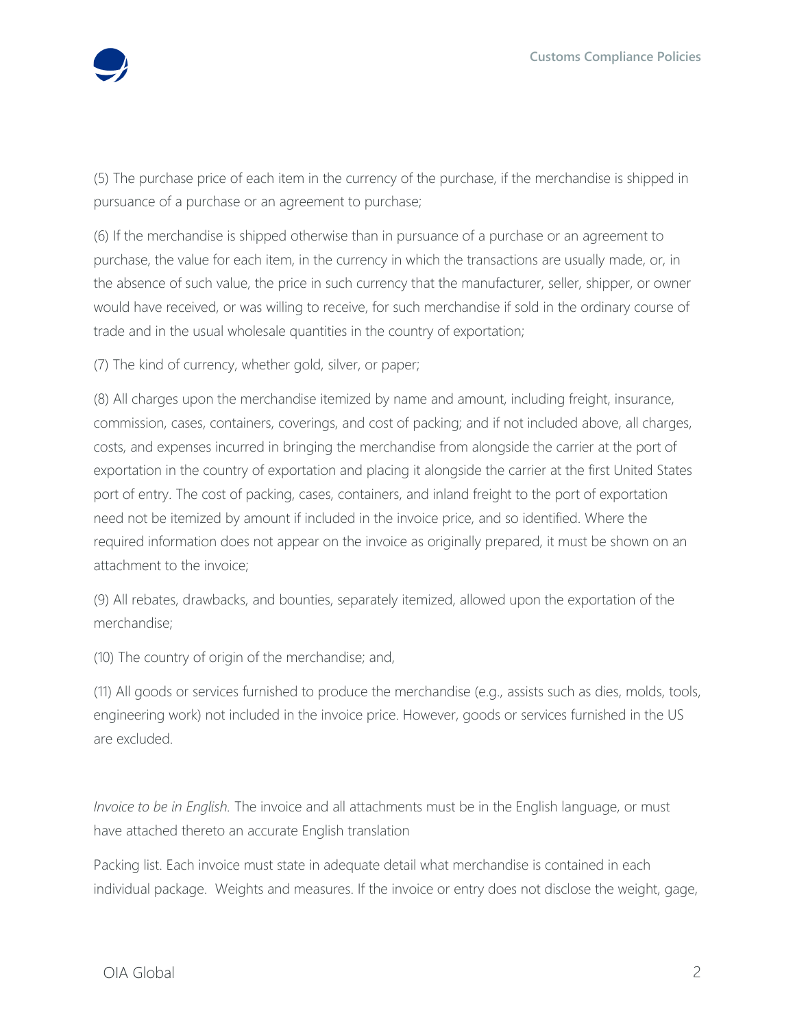(5) The purchase price of each item in the currency of the purchase, if the merchandise is shipped in pursuance of a purchase or an agreement to purchase;

(6) If the merchandise is shipped otherwise than in pursuance of a purchase or an agreement to purchase, the value for each item, in the currency in which the transactions are usually made, or, in the absence of such value, the price in such currency that the manufacturer, seller, shipper, or owner would have received, or was willing to receive, for such merchandise if sold in the ordinary course of trade and in the usual wholesale quantities in the country of exportation;

(7) The kind of currency, whether gold, silver, or paper;

(8) All charges upon the merchandise itemized by name and amount, including freight, insurance, commission, cases, containers, coverings, and cost of packing; and if not included above, all charges, costs, and expenses incurred in bringing the merchandise from alongside the carrier at the port of exportation in the country of exportation and placing it alongside the carrier at the first United States port of entry. The cost of packing, cases, containers, and inland freight to the port of exportation need not be itemized by amount if included in the invoice price, and so identified. Where the required information does not appear on the invoice as originally prepared, it must be shown on an attachment to the invoice;

(9) All rebates, drawbacks, and bounties, separately itemized, allowed upon the exportation of the merchandise;

(10) The country of origin of the merchandise; and,

(11) All goods or services furnished to produce the merchandise (e.g., assists such as dies, molds, tools, engineering work) not included in the invoice price. However, goods or services furnished in the US are excluded.

*Invoice to be in English.* The invoice and all attachments must be in the English language, or must have attached thereto an accurate English translation

Packing list. Each invoice must state in adequate detail what merchandise is contained in each individual package. Weights and measures. If the invoice or entry does not disclose the weight, gage,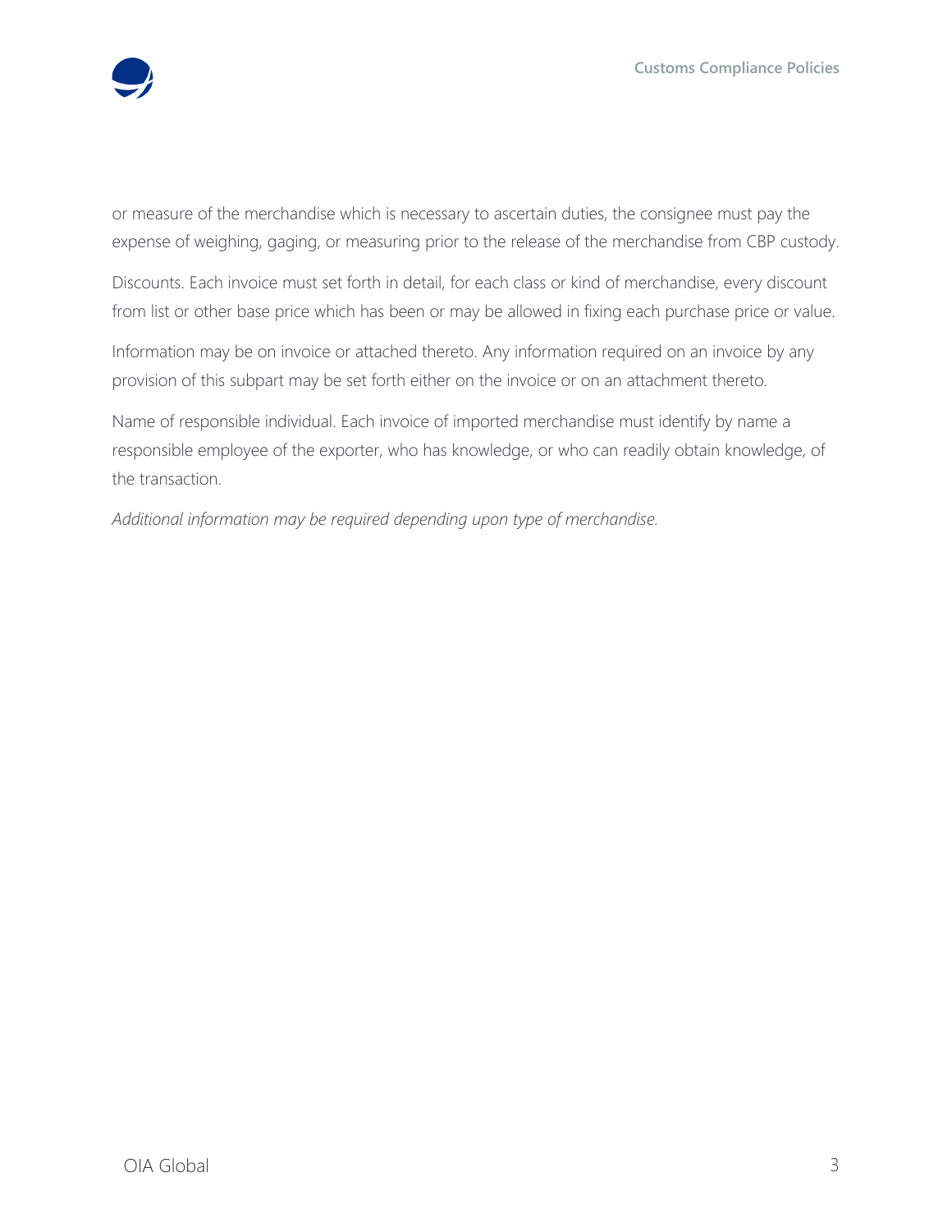or measure of the merchandise which is necessary to ascertain duties, the consignee must pay the expense of weighing, gaging, or measuring prior to the release of the merchandise from CBP custody.

Discounts. Each invoice must set forth in detail, for each class or kind of merchandise, every discount from list or other base price which has been or may be allowed in fixing each purchase price or value.

Information may be on invoice or attached thereto. Any information required on an invoice by any provision of this subpart may be set forth either on the invoice or on an attachment thereto.

Name of responsible individual. Each invoice of imported merchandise must identify by name a responsible employee of the exporter, who has knowledge, or who can readily obtain knowledge, of the transaction.

*Additional information may be required depending upon type of merchandise.*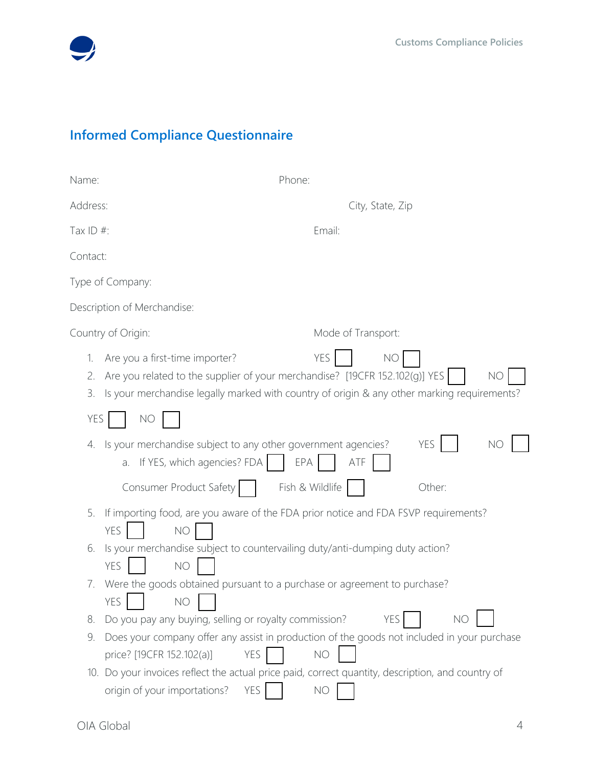## Informed Compliance Questionnaire

Name: Phone:

Address: City, State, Zip

Tax ID #: Email:

Contact:

Type of Company:

Description of Merchandise:

Country of Origin: Mode of Transport:

1. Are you a first-time importer? YES ☐ NO ☐
2. Are you related to the supplier of your merchandise? [19CFR 152.102(g)] YES ☐ NO ☐
3. Is your merchandise legally marked with country of origin & any other marking requirements?

   YES ☐ NO ☐

4. Is your merchandise subject to any other government agencies? YES ☐ NO ☐
   a. If YES, which agencies? FDA ☐ EPA ☐ ATF ☐

      Consumer Product Safety ☐ Fish & Wildlife ☐ Other:

5. If importing food, are you aware of the FDA prior notice and FDA FSVP requirements?
   YES ☐ NO ☐
6. Is your merchandise subject to countervailing duty/anti-dumping duty action?
   YES ☐ NO ☐
7. Were the goods obtained pursuant to a purchase or agreement to purchase?
   YES ☐ NO ☐
8. Do you pay any buying, selling or royalty commission? YES ☐ NO ☐
9. Does your company offer any assist in production of the goods not included in your purchase price? [19CFR 152.102(a)] YES ☐ NO ☐
10. Do your invoices reflect the actual price paid, correct quantity, description, and country of origin of your importations? YES ☐ NO ☐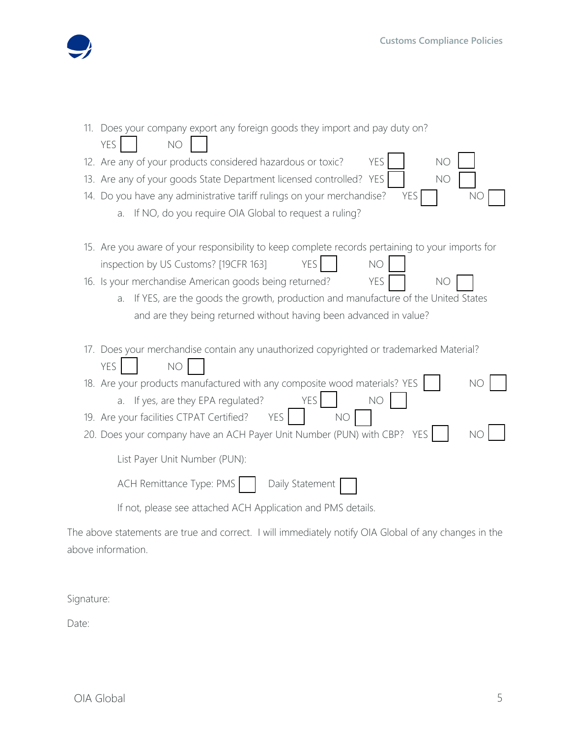11. Does your company export any foreign goods they import and pay duty on?
    YES ☐ NO ☐
12. Are any of your products considered hazardous or toxic? YES ☐ NO ☐
13. Are any of your goods State Department licensed controlled? YES ☐ NO ☐
14. Do you have any administrative tariff rulings on your merchandise? YES ☐ NO ☐
    a. If NO, do you require OIA Global to request a ruling?

15. Are you aware of your responsibility to keep complete records pertaining to your imports for inspection by US Customs? [19CFR 163] YES ☐ NO ☐
16. Is your merchandise American goods being returned? YES ☐ NO ☐
    a. If YES, are the goods the growth, production and manufacture of the United States and are they being returned without having been advanced in value?

17. Does your merchandise contain any unauthorized copyrighted or trademarked Material?
    YES ☐ NO ☐
18. Are your products manufactured with any composite wood materials? YES ☐ NO ☐
    a. If yes, are they EPA regulated? YES ☐ NO ☐
19. Are your facilities CTPAT Certified? YES ☐ NO ☐
20. Does your company have an ACH Payer Unit Number (PUN) with CBP? YES ☐ NO ☐

    List Payer Unit Number (PUN):

    ACH Remittance Type: PMS ☐ Daily Statement ☐

    If not, please see attached ACH Application and PMS details.

The above statements are true and correct. I will immediately notify OIA Global of any changes in the above information.

Signature:

Date: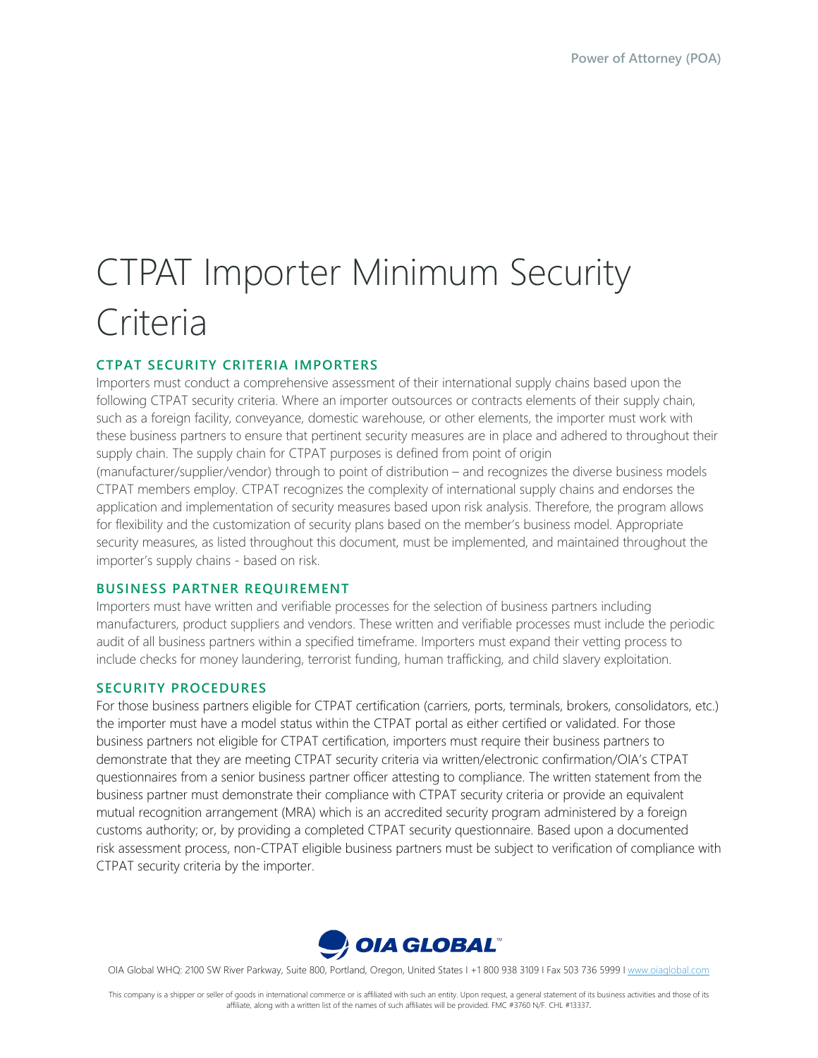# CTPAT Importer Minimum Security Criteria

## CTPAT SECURITY CRITERIA IMPORTERS

Importers must conduct a comprehensive assessment of their international supply chains based upon the following CTPAT security criteria. Where an importer outsources or contracts elements of their supply chain, such as a foreign facility, conveyance, domestic warehouse, or other elements, the importer must work with these business partners to ensure that pertinent security measures are in place and adhered to throughout their supply chain. The supply chain for CTPAT purposes is defined from point of origin (manufacturer/supplier/vendor) through to point of distribution – and recognizes the diverse business models CTPAT members employ. CTPAT recognizes the complexity of international supply chains and endorses the application and implementation of security measures based upon risk analysis. Therefore, the program allows for flexibility and the customization of security plans based on the member's business model. Appropriate security measures, as listed throughout this document, must be implemented, and maintained throughout the importer's supply chains - based on risk.

## BUSINESS PARTNER REQUIREMENT

Importers must have written and verifiable processes for the selection of business partners including manufacturers, product suppliers and vendors. These written and verifiable processes must include the periodic audit of all business partners within a specified timeframe. Importers must expand their vetting process to include checks for money laundering, terrorist funding, human trafficking, and child slavery exploitation.

## SECURITY PROCEDURES

For those business partners eligible for CTPAT certification (carriers, ports, terminals, brokers, consolidators, etc.) the importer must have a model status within the CTPAT portal as either certified or validated. For those business partners not eligible for CTPAT certification, importers must require their business partners to demonstrate that they are meeting CTPAT security criteria via written/electronic confirmation/OIA's CTPAT questionnaires from a senior business partner officer attesting to compliance. The written statement from the business partner must demonstrate their compliance with CTPAT security criteria or provide an equivalent mutual recognition arrangement (MRA) which is an accredited security program administered by a foreign customs authority; or, by providing a completed CTPAT security questionnaire. Based upon a documented risk assessment process, non-CTPAT eligible business partners must be subject to verification of compliance with CTPAT security criteria by the importer.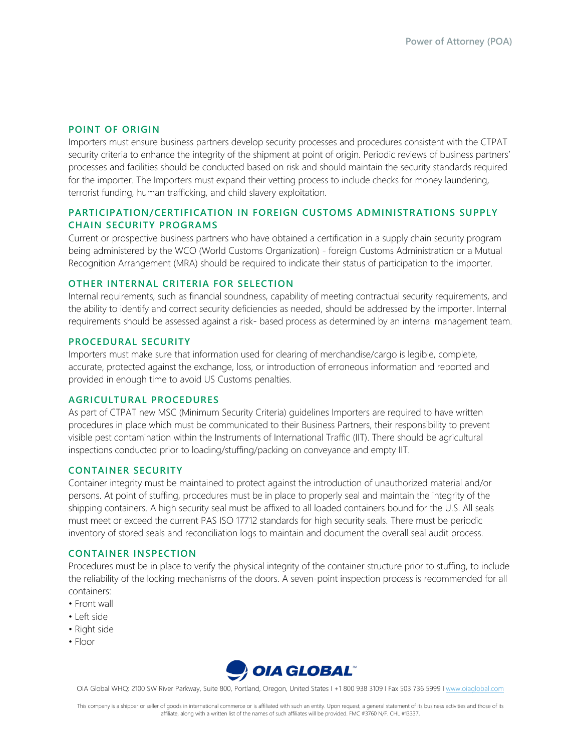## POINT OF ORIGIN

Importers must ensure business partners develop security processes and procedures consistent with the CTPAT security criteria to enhance the integrity of the shipment at point of origin. Periodic reviews of business partners' processes and facilities should be conducted based on risk and should maintain the security standards required for the importer. The Importers must expand their vetting process to include checks for money laundering, terrorist funding, human trafficking, and child slavery exploitation.

## PARTICIPATION/CERTIFICATION IN FOREIGN CUSTOMS ADMINISTRATIONS SUPPLY CHAIN SECURITY PROGRAMS

Current or prospective business partners who have obtained a certification in a supply chain security program being administered by the WCO (World Customs Organization) - foreign Customs Administration or a Mutual Recognition Arrangement (MRA) should be required to indicate their status of participation to the importer.

## OTHER INTERNAL CRITERIA FOR SELECTION

Internal requirements, such as financial soundness, capability of meeting contractual security requirements, and the ability to identify and correct security deficiencies as needed, should be addressed by the importer. Internal requirements should be assessed against a risk- based process as determined by an internal management team.

## PROCEDURAL SECURITY

Importers must make sure that information used for clearing of merchandise/cargo is legible, complete, accurate, protected against the exchange, loss, or introduction of erroneous information and reported and provided in enough time to avoid US Customs penalties.

## AGRICULTURAL PROCEDURES

As part of CTPAT new MSC (Minimum Security Criteria) guidelines Importers are required to have written procedures in place which must be communicated to their Business Partners, their responsibility to prevent visible pest contamination within the Instruments of International Traffic (IIT). There should be agricultural inspections conducted prior to loading/stuffing/packing on conveyance and empty IIT.

## CONTAINER SECURITY

Container integrity must be maintained to protect against the introduction of unauthorized material and/or persons. At point of stuffing, procedures must be in place to properly seal and maintain the integrity of the shipping containers. A high security seal must be affixed to all loaded containers bound for the U.S. All seals must meet or exceed the current PAS ISO 17712 standards for high security seals. There must be periodic inventory of stored seals and reconciliation logs to maintain and document the overall seal audit process.

## CONTAINER INSPECTION

Procedures must be in place to verify the physical integrity of the container structure prior to stuffing, to include the reliability of the locking mechanisms of the doors. A seven-point inspection process is recommended for all containers:

- Front wall
- Left side
- Right side
- Floor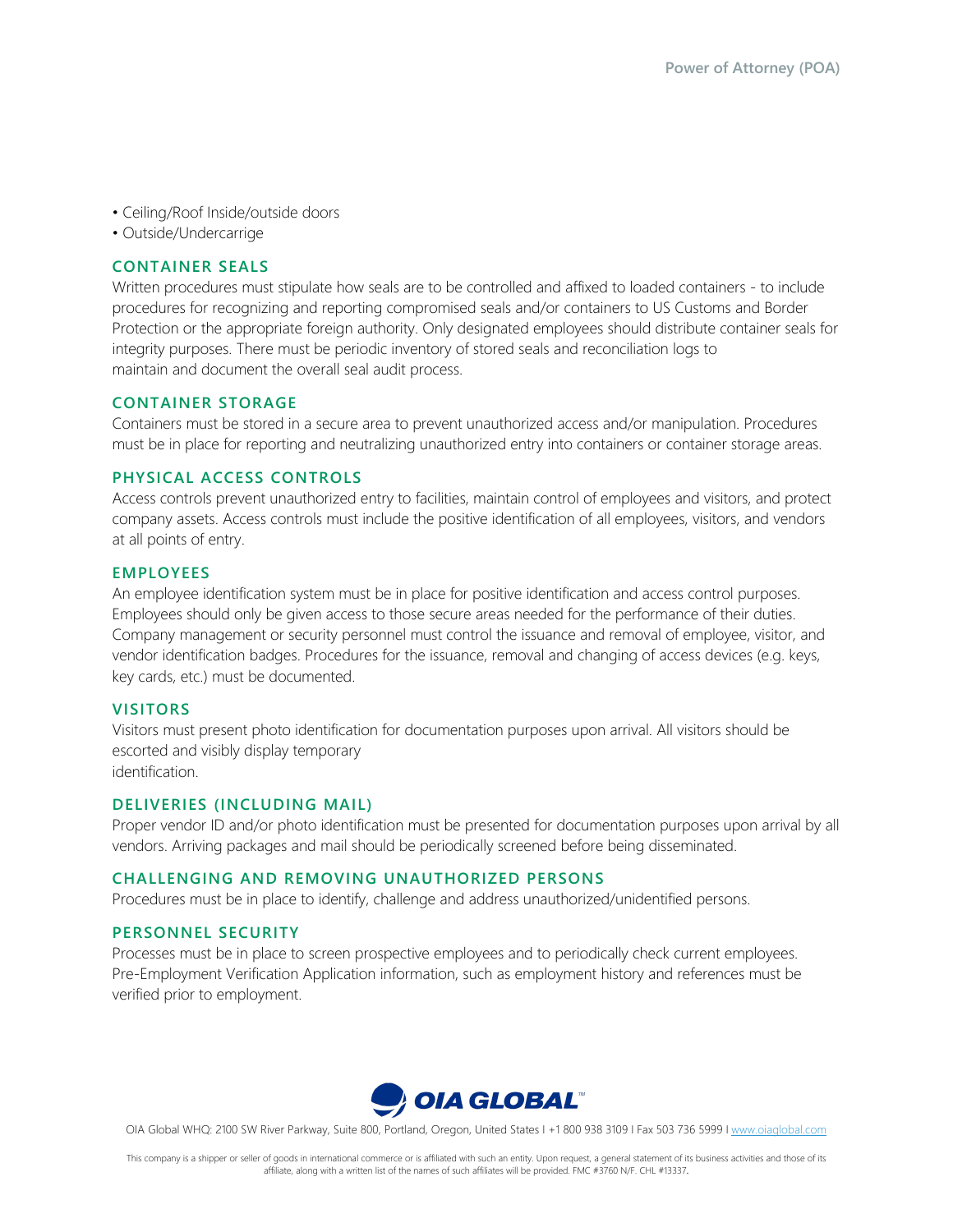- Ceiling/Roof Inside/outside doors
- Outside/Undercarrige

### CONTAINER SEALS

Written procedures must stipulate how seals are to be controlled and affixed to loaded containers - to include procedures for recognizing and reporting compromised seals and/or containers to US Customs and Border Protection or the appropriate foreign authority. Only designated employees should distribute container seals for integrity purposes. There must be periodic inventory of stored seals and reconciliation logs to maintain and document the overall seal audit process.

### CONTAINER STORAGE

Containers must be stored in a secure area to prevent unauthorized access and/or manipulation. Procedures must be in place for reporting and neutralizing unauthorized entry into containers or container storage areas.

### PHYSICAL ACCESS CONTROLS

Access controls prevent unauthorized entry to facilities, maintain control of employees and visitors, and protect company assets. Access controls must include the positive identification of all employees, visitors, and vendors at all points of entry.

### EMPLOYEES

An employee identification system must be in place for positive identification and access control purposes. Employees should only be given access to those secure areas needed for the performance of their duties. Company management or security personnel must control the issuance and removal of employee, visitor, and vendor identification badges. Procedures for the issuance, removal and changing of access devices (e.g. keys, key cards, etc.) must be documented.

### VISITORS

Visitors must present photo identification for documentation purposes upon arrival. All visitors should be escorted and visibly display temporary identification.

### DELIVERIES (INCLUDING MAIL)

Proper vendor ID and/or photo identification must be presented for documentation purposes upon arrival by all vendors. Arriving packages and mail should be periodically screened before being disseminated.

### CHALLENGING AND REMOVING UNAUTHORIZED PERSONS

Procedures must be in place to identify, challenge and address unauthorized/unidentified persons.

### PERSONNEL SECURITY

Processes must be in place to screen prospective employees and to periodically check current employees. Pre-Employment Verification Application information, such as employment history and references must be verified prior to employment.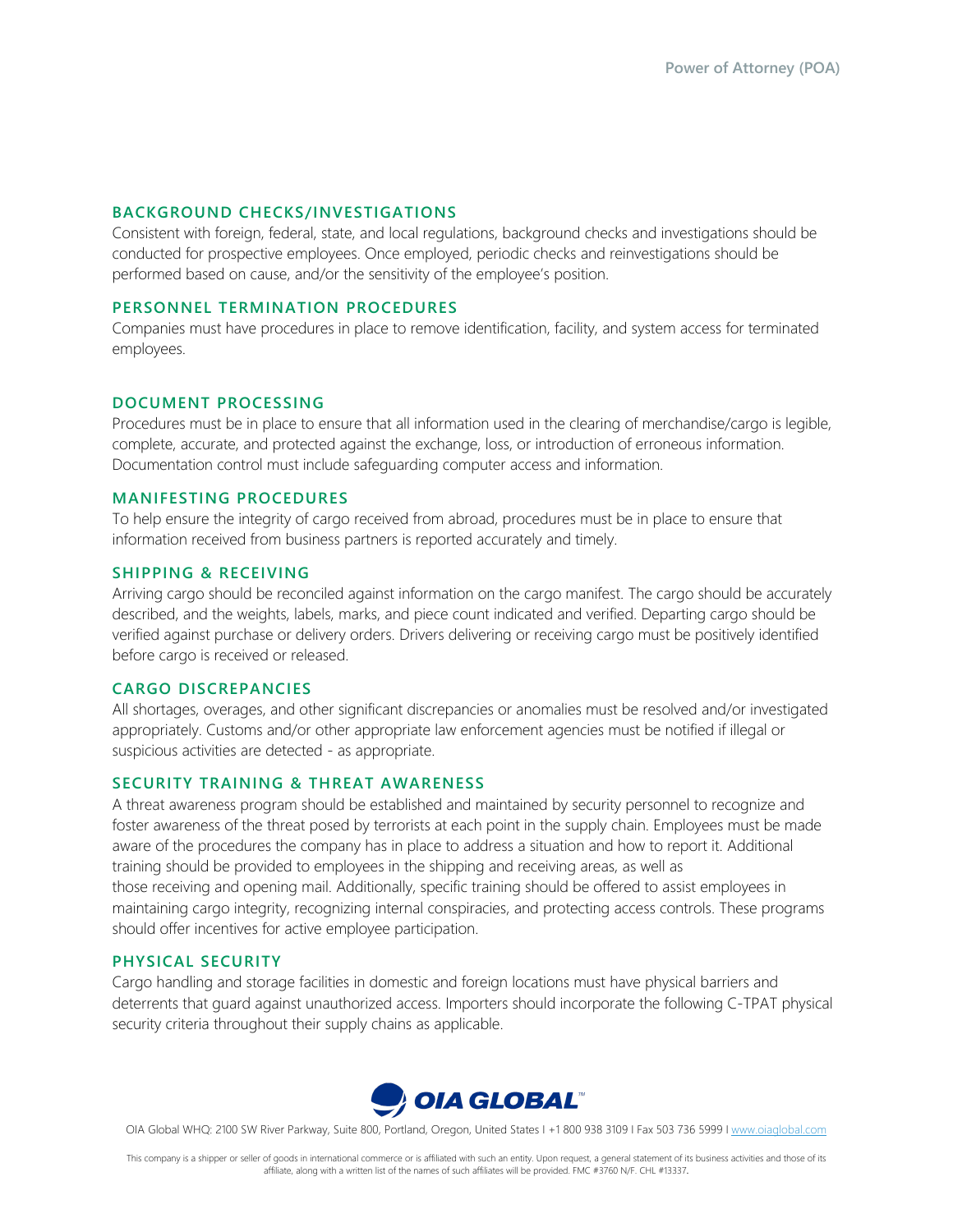## BACKGROUND CHECKS/INVESTIGATIONS

Consistent with foreign, federal, state, and local regulations, background checks and investigations should be conducted for prospective employees. Once employed, periodic checks and reinvestigations should be performed based on cause, and/or the sensitivity of the employee's position.

## PERSONNEL TERMINATION PROCEDURES

Companies must have procedures in place to remove identification, facility, and system access for terminated employees.

## DOCUMENT PROCESSING

Procedures must be in place to ensure that all information used in the clearing of merchandise/cargo is legible, complete, accurate, and protected against the exchange, loss, or introduction of erroneous information. Documentation control must include safeguarding computer access and information.

## MANIFESTING PROCEDURES

To help ensure the integrity of cargo received from abroad, procedures must be in place to ensure that information received from business partners is reported accurately and timely.

## SHIPPING & RECEIVING

Arriving cargo should be reconciled against information on the cargo manifest. The cargo should be accurately described, and the weights, labels, marks, and piece count indicated and verified. Departing cargo should be verified against purchase or delivery orders. Drivers delivering or receiving cargo must be positively identified before cargo is received or released.

## CARGO DISCREPANCIES

All shortages, overages, and other significant discrepancies or anomalies must be resolved and/or investigated appropriately. Customs and/or other appropriate law enforcement agencies must be notified if illegal or suspicious activities are detected - as appropriate.

## SECURITY TRAINING & THREAT AWARENESS

A threat awareness program should be established and maintained by security personnel to recognize and foster awareness of the threat posed by terrorists at each point in the supply chain. Employees must be made aware of the procedures the company has in place to address a situation and how to report it. Additional training should be provided to employees in the shipping and receiving areas, as well as those receiving and opening mail. Additionally, specific training should be offered to assist employees in maintaining cargo integrity, recognizing internal conspiracies, and protecting access controls. These programs should offer incentives for active employee participation.

## PHYSICAL SECURITY

Cargo handling and storage facilities in domestic and foreign locations must have physical barriers and deterrents that guard against unauthorized access. Importers should incorporate the following C-TPAT physical security criteria throughout their supply chains as applicable.

OIA GLOBAL™

OIA Global WHQ: 2100 SW River Parkway, Suite 800, Portland, Oregon, United States I +1 800 938 3109 I Fax 503 736 5999 I www.oiaglobal.com

This company is a shipper or seller of goods in international commerce or is affiliated with such an entity. Upon request, a general statement of its business activities and those of its affiliate, along with a written list of the names of such affiliates will be provided. FMC #3760 N/F. CHL #13337.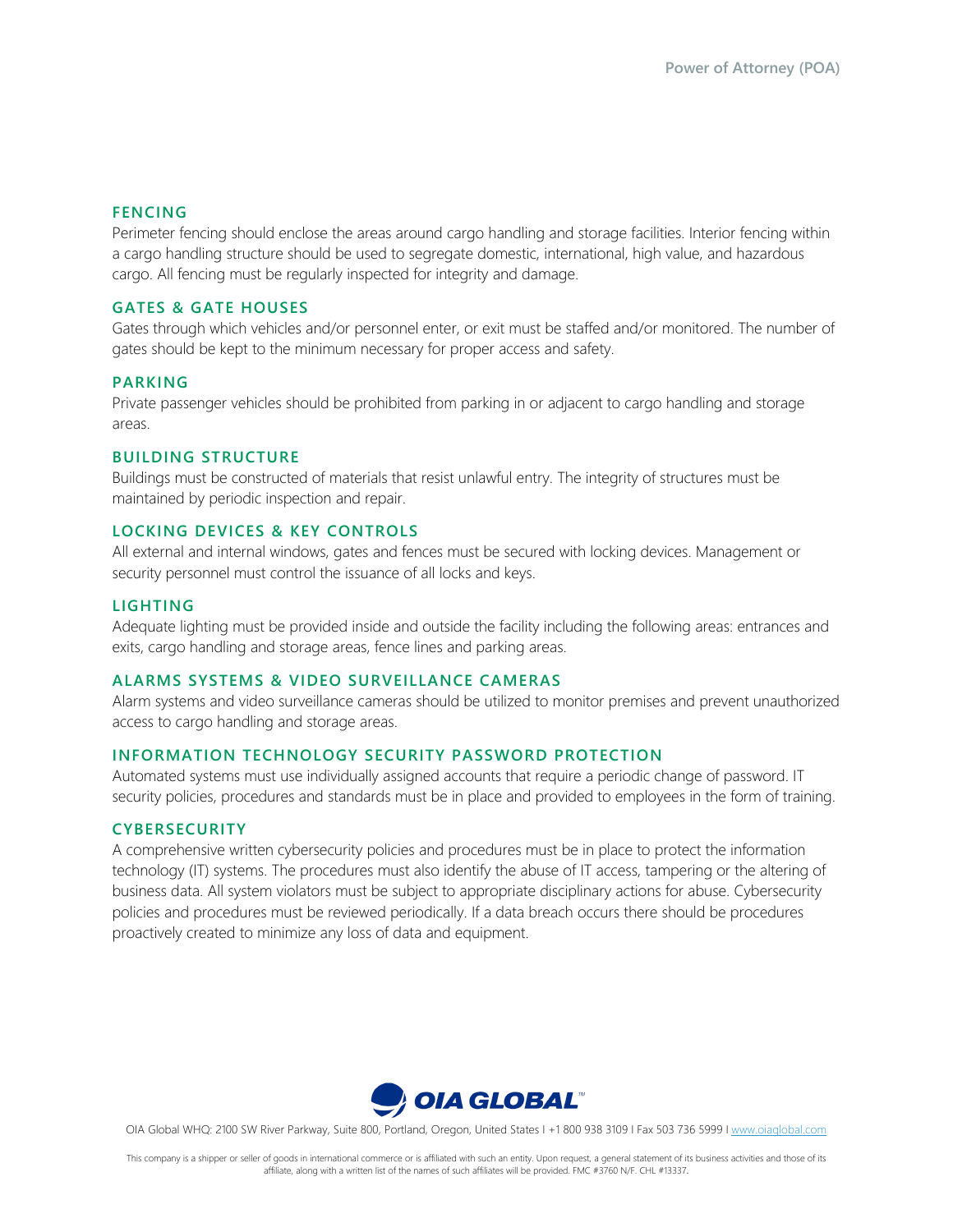## FENCING

Perimeter fencing should enclose the areas around cargo handling and storage facilities. Interior fencing within a cargo handling structure should be used to segregate domestic, international, high value, and hazardous cargo. All fencing must be regularly inspected for integrity and damage.

## GATES & GATE HOUSES

Gates through which vehicles and/or personnel enter, or exit must be staffed and/or monitored. The number of gates should be kept to the minimum necessary for proper access and safety.

## PARKING

Private passenger vehicles should be prohibited from parking in or adjacent to cargo handling and storage areas.

## BUILDING STRUCTURE

Buildings must be constructed of materials that resist unlawful entry. The integrity of structures must be maintained by periodic inspection and repair.

## LOCKING DEVICES & KEY CONTROLS

All external and internal windows, gates and fences must be secured with locking devices. Management or security personnel must control the issuance of all locks and keys.

## LIGHTING

Adequate lighting must be provided inside and outside the facility including the following areas: entrances and exits, cargo handling and storage areas, fence lines and parking areas.

## ALARMS SYSTEMS & VIDEO SURVEILLANCE CAMERAS

Alarm systems and video surveillance cameras should be utilized to monitor premises and prevent unauthorized access to cargo handling and storage areas.

## INFORMATION TECHNOLOGY SECURITY PASSWORD PROTECTION

Automated systems must use individually assigned accounts that require a periodic change of password. IT security policies, procedures and standards must be in place and provided to employees in the form of training.

## CYBERSECURITY

A comprehensive written cybersecurity policies and procedures must be in place to protect the information technology (IT) systems. The procedures must also identify the abuse of IT access, tampering or the altering of business data. All system violators must be subject to appropriate disciplinary actions for abuse. Cybersecurity policies and procedures must be reviewed periodically. If a data breach occurs there should be procedures proactively created to minimize any loss of data and equipment.

OIA GLOBAL™

OIA Global WHQ: 2100 SW River Parkway, Suite 800, Portland, Oregon, United States I +1 800 938 3109 I Fax 503 736 5999 I www.oiaglobal.com

This company is a shipper or seller of goods in international commerce or is affiliated with such an entity. Upon request, a general statement of its business activities and those of its affiliate, along with a written list of the names of such affiliates will be provided. FMC #3760 N/F. CHL #13337.